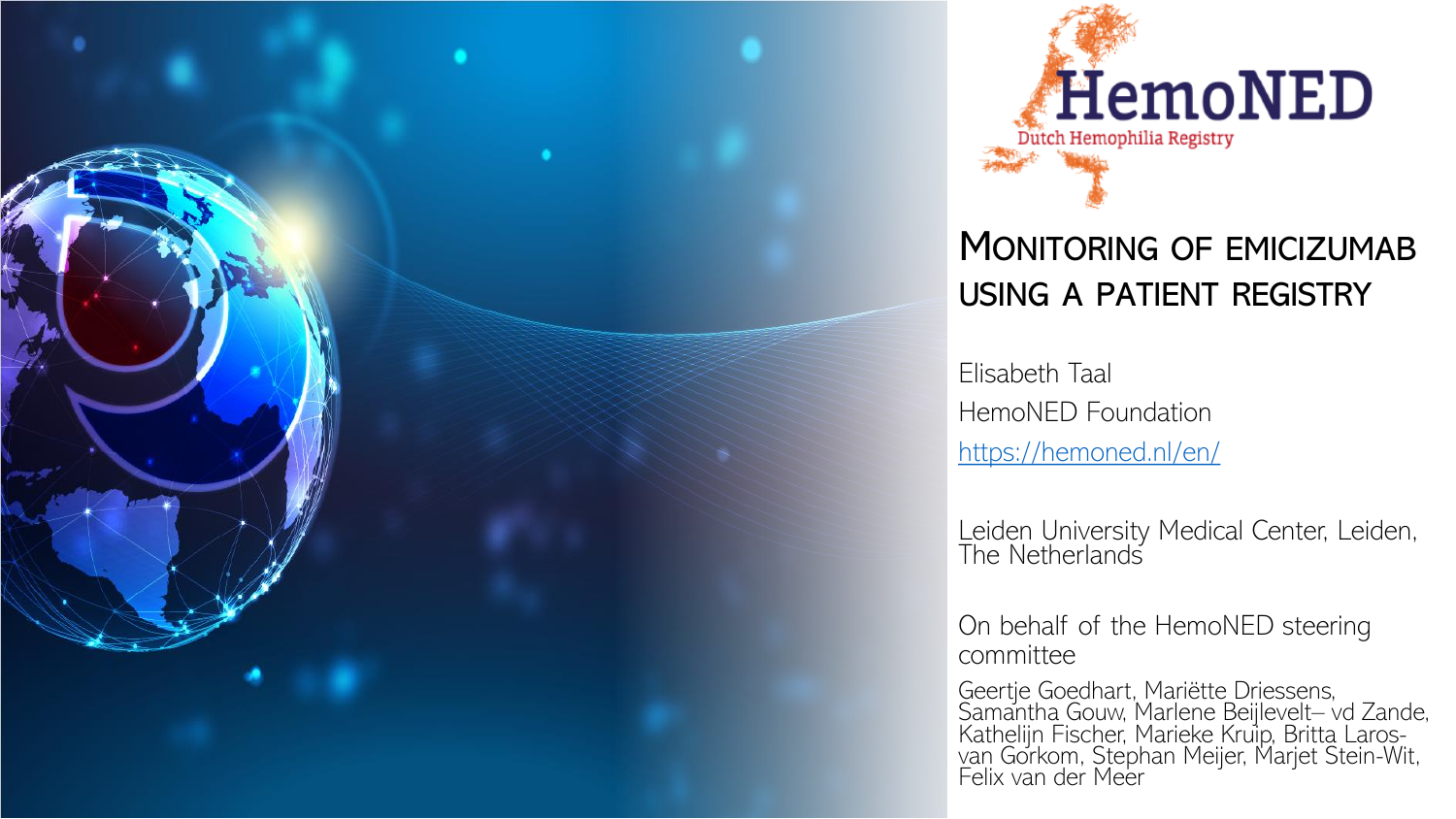HemoNED

Dutch Hemophilia Registry

# Monitoring of emicizumab using a patient registry

Elisabeth Taal

HemoNED Foundation

https://hemoned.nl/en/

Leiden University Medical Center, Leiden, The Netherlands

On behalf of the HemoNED steering committee

Geertje Goedhart, Mariëtte Driessens, Samantha Gouw, Marlene Beijlevelt– vd Zande, Kathelijn Fischer, Marieke Kruip, Britta Laros-van Gorkom, Stephan Meijer, Marjet Stein-Wit, Felix van der Meer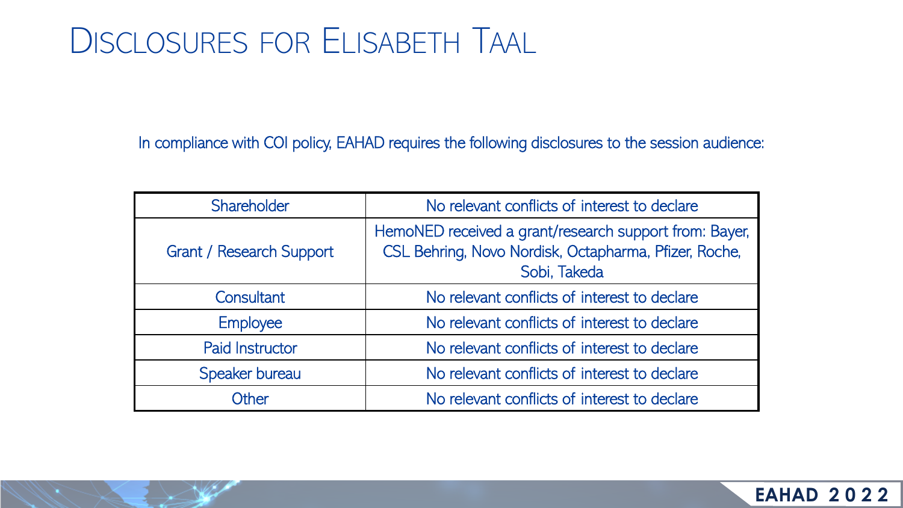# Disclosures for Elisabeth Taal

In compliance with COI policy, EAHAD requires the following disclosures to the session audience:

| | |
|---|---|
| Shareholder | No relevant conflicts of interest to declare |
| Grant / Research Support | HemoNED received a grant/research support from: Bayer, CSL Behring, Novo Nordisk, Octapharma, Pfizer, Roche, Sobi, Takeda |
| Consultant | No relevant conflicts of interest to declare |
| Employee | No relevant conflicts of interest to declare |
| Paid Instructor | No relevant conflicts of interest to declare |
| Speaker bureau | No relevant conflicts of interest to declare |
| Other | No relevant conflicts of interest to declare |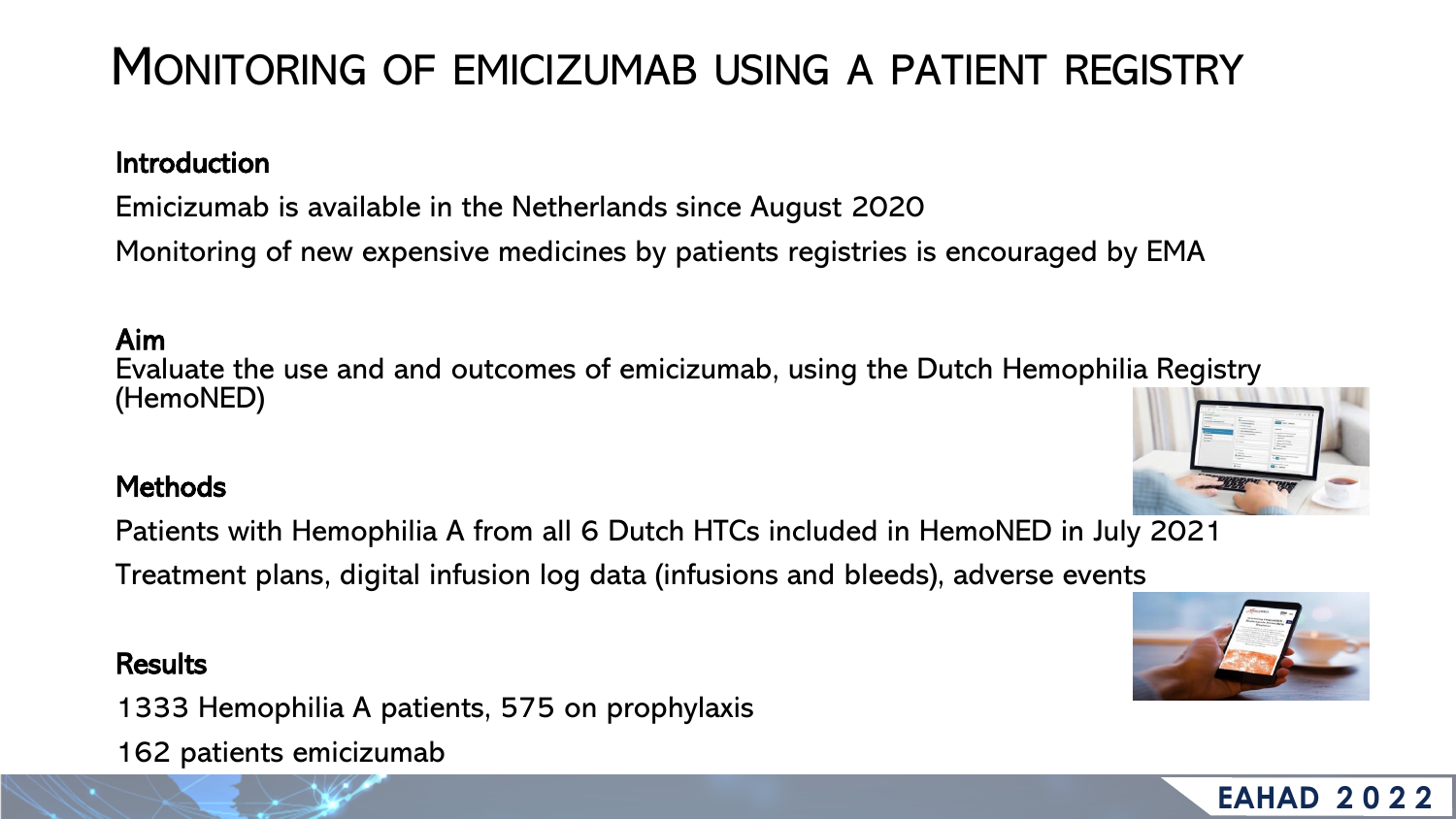# Monitoring of emicizumab using a patient registry

**Introduction**

Emicizumab is available in the Netherlands since August 2020

Monitoring of new expensive medicines by patients registries is encouraged by EMA

**Aim**

Evaluate the use and and outcomes of emicizumab, using the Dutch Hemophilia Registry (HemoNED)

**Methods**

Patients with Hemophilia A from all 6 Dutch HTCs included in HemoNED in July 2021

Treatment plans, digital infusion log data (infusions and bleeds), adverse events

**Results**

1333 Hemophilia A patients, 575 on prophylaxis

162 patients emicizumab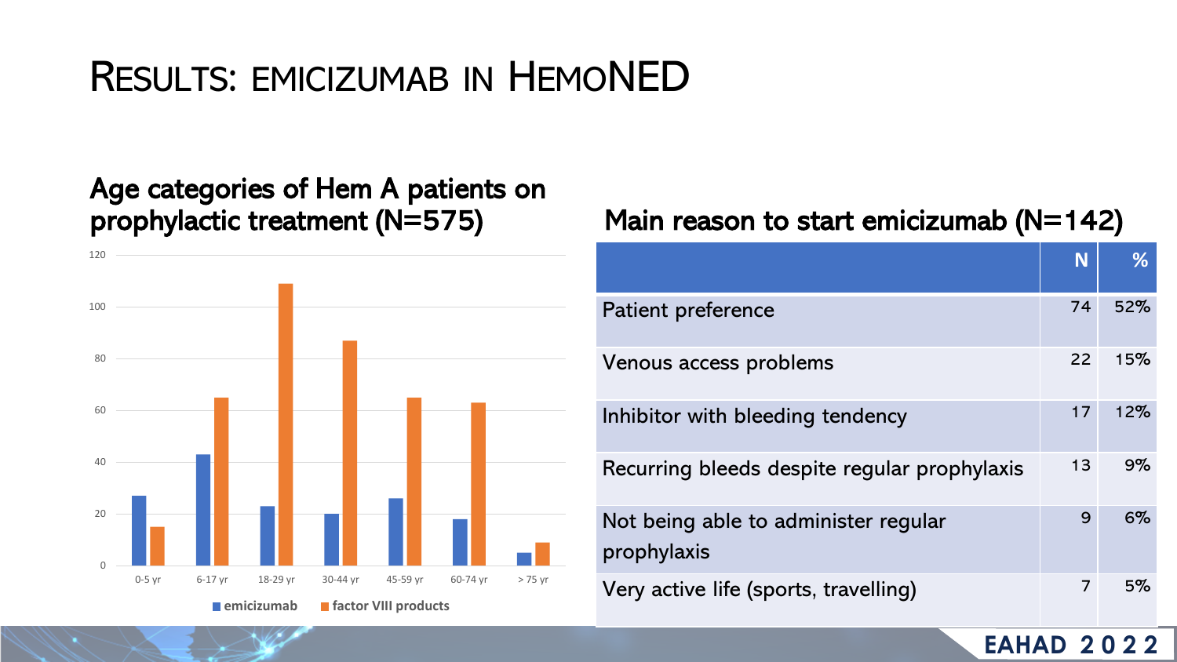# Results: emicizumab in HemoNED

## Age categories of Hem A patients on prophylactic treatment (N=575)

| Age | emicizumab | factor VIII products |
|---|---|---|
| 0-5 yr | | |
| 6-17 yr | | |
| 18-29 yr | | |
| 30-44 yr | | |
| 45-59 yr | | |
| 60-74 yr | | |
| > 75 yr | | |

## Main reason to start emicizumab (N=142)

| | N | % |
|---|---|---|
| Patient preference | 74 | 52% |
| Venous access problems | 22 | 15% |
| Inhibitor with bleeding tendency | 17 | 12% |
| Recurring bleeds despite regular prophylaxis | 13 | 9% |
| Not being able to administer regular prophylaxis | 9 | 6% |
| Very active life (sports, travelling) | 7 | 5% |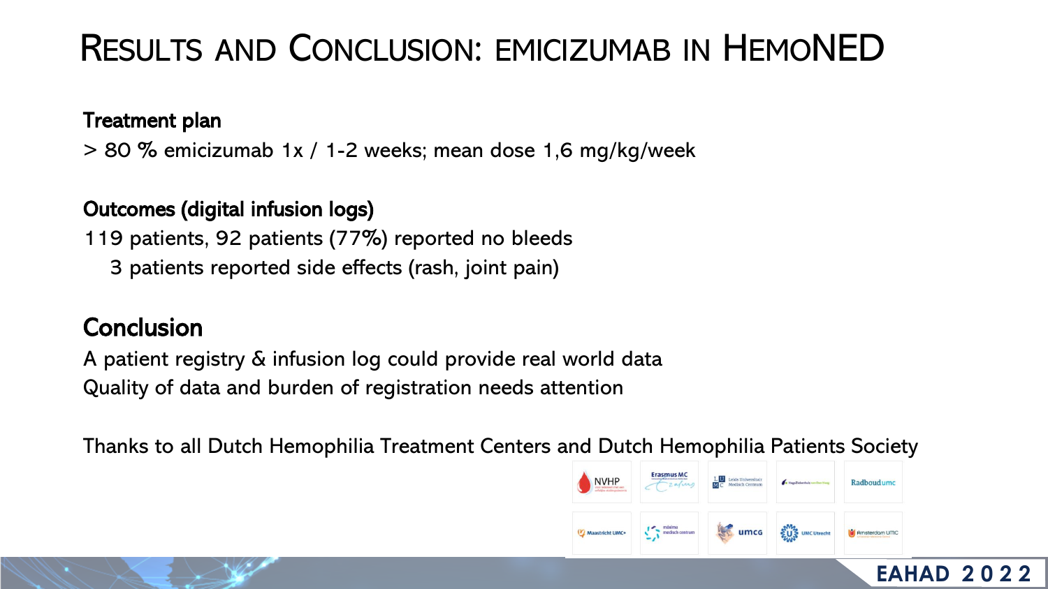# Results and Conclusion: emicizumab in HemoNED

**Treatment plan**

> 80 % emicizumab 1x / 1-2 weeks; mean dose 1,6 mg/kg/week

**Outcomes (digital infusion logs)**

119 patients, 92 patients (77%) reported no bleeds

3 patients reported side effects (rash, joint pain)

## Conclusion

A patient registry & infusion log could provide real world data

Quality of data and burden of registration needs attention

Thanks to all Dutch Hemophilia Treatment Centers and Dutch Hemophilia Patients Society